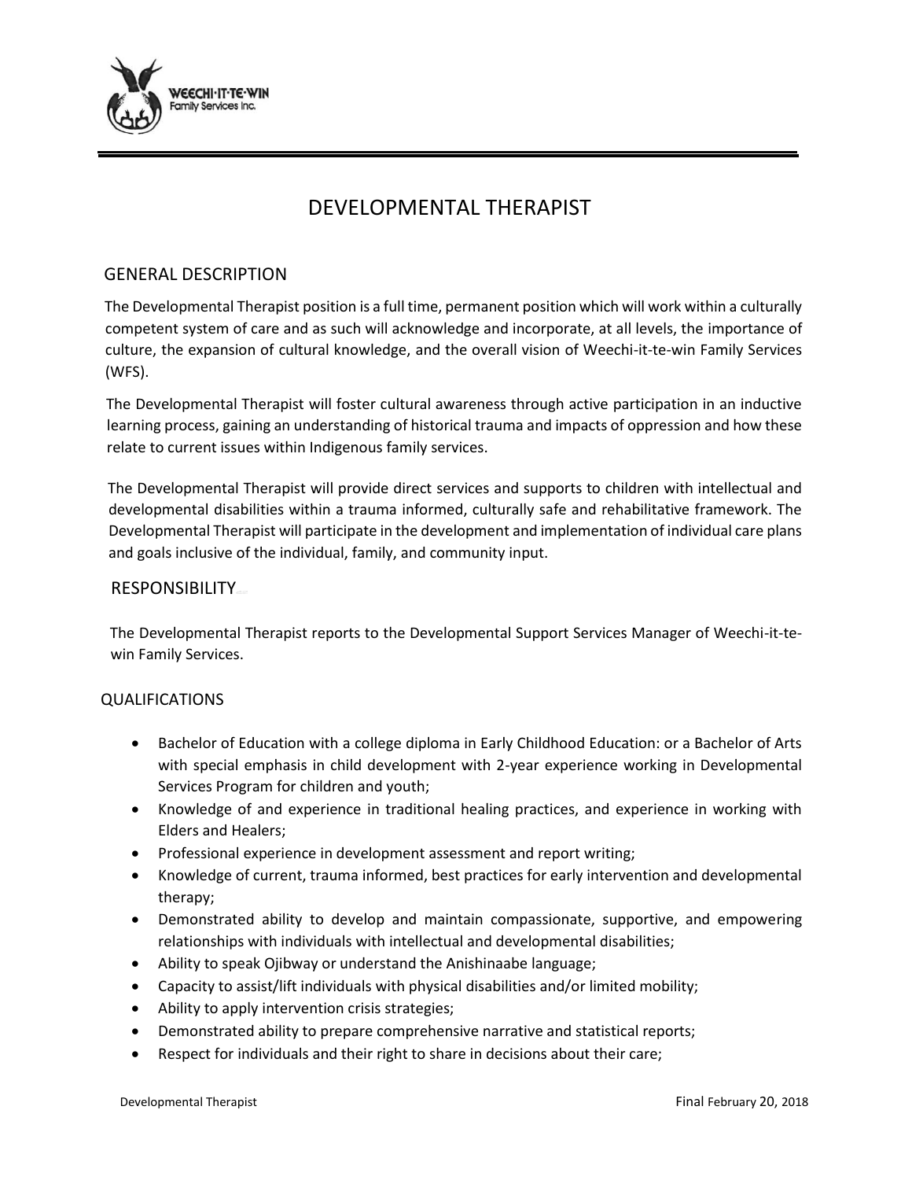# DEVELOPMENTAL THERAPIST

## GENERAL DESCRIPTION

The Developmental Therapist position is a full time, permanent position which will work within a culturally competent system of care and as such will acknowledge and incorporate, at all levels, the importance of culture, the expansion of cultural knowledge, and the overall vision of Weechi-it-te-win Family Services (WFS).

The Developmental Therapist will foster cultural awareness through active participation in an inductive learning process, gaining an understanding of historical trauma and impacts of oppression and how these relate to current issues within Indigenous family services.

The Developmental Therapist will provide direct services and supports to children with intellectual and developmental disabilities within a trauma informed, culturally safe and rehabilitative framework. The Developmental Therapist will participate in the development and implementation of individual care plans and goals inclusive of the individual, family, and community input.

## RESPONSIBILITY

The Developmental Therapist reports to the Developmental Support Services Manager of Weechi-it-te-win Family Services.

## QUALIFICATIONS

- Bachelor of Education with a college diploma in Early Childhood Education: or a Bachelor of Arts with special emphasis in child development with 2-year experience working in Developmental Services Program for children and youth;
- Knowledge of and experience in traditional healing practices, and experience in working with Elders and Healers;
- Professional experience in development assessment and report writing;
- Knowledge of current, trauma informed, best practices for early intervention and developmental therapy;
- Demonstrated ability to develop and maintain compassionate, supportive, and empowering relationships with individuals with intellectual and developmental disabilities;
- Ability to speak Ojibway or understand the Anishinaabe language;
- Capacity to assist/lift individuals with physical disabilities and/or limited mobility;
- Ability to apply intervention crisis strategies;
- Demonstrated ability to prepare comprehensive narrative and statistical reports;
- Respect for individuals and their right to share in decisions about their care;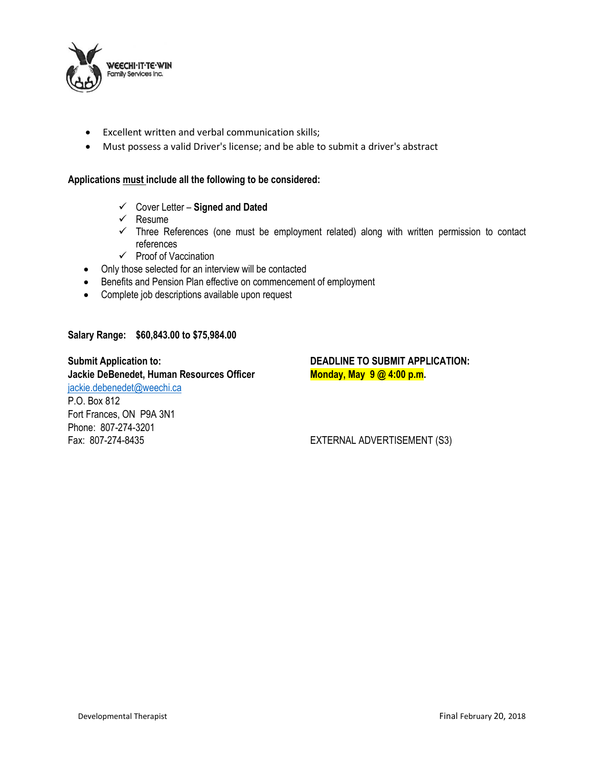WEECHI·IT·TE·WIN
Family Services Inc.

- Excellent written and verbal communication skills;
- Must possess a valid Driver's license; and be able to submit a driver's abstract

**Applications must include all the following to be considered:**

- ✓ Cover Letter – **Signed and Dated**
- ✓ Resume
- ✓ Three References (one must be employment related) along with written permission to contact references
- ✓ Proof of Vaccination

- Only those selected for an interview will be contacted
- Benefits and Pension Plan effective on commencement of employment
- Complete job descriptions available upon request

**Salary Range: $60,843.00 to $75,984.00**

**Submit Application to:**
**Jackie DeBenedet, Human Resources Officer**
jackie.debenedet@weechi.ca
P.O. Box 812
Fort Frances, ON P9A 3N1
Phone: 807-274-3201
Fax: 807-274-8435

**DEADLINE TO SUBMIT APPLICATION:**
**Monday, May 9 @ 4:00 p.m.**

EXTERNAL ADVERTISEMENT (S3)

Developmental Therapist

Final February 20, 2018